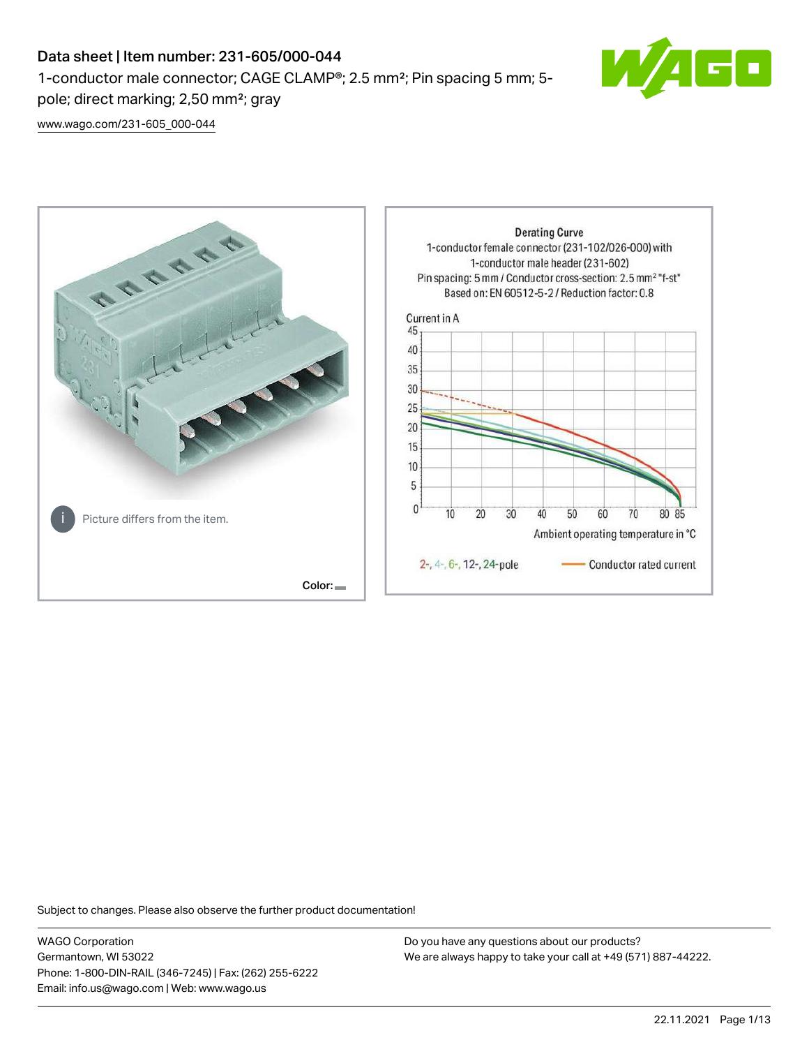# Data sheet | Item number: 231-605/000-044

1-conductor male connector; CAGE CLAMP®; 2.5 mm²; Pin spacing 5 mm; 5-pole; direct marking; 2,50 mm²; gray

www.wago.com/231-605_000-044

Picture differs from the item.

Color:

Derating Curve
1-conductor female connector (231-102/026-000) with 1-conductor male header (231-602)
Pin spacing: 5 mm / Conductor cross-section: 2.5 mm² "f-st"
Based on: EN 60512-5-2 / Reduction factor: 0.8

Current in A

Ambient operating temperature in °C

2-, 4-, 6-, 12-, 24-pole — Conductor rated current

Subject to changes. Please also observe the further product documentation!

WAGO Corporation
Germantown, WI 53022
Phone: 1-800-DIN-RAIL (346-7245) | Fax: (262) 255-6222
Email: info.us@wago.com | Web: www.wago.us

Do you have any questions about our products?
We are always happy to take your call at +49 (571) 887-44222.

22.11.2021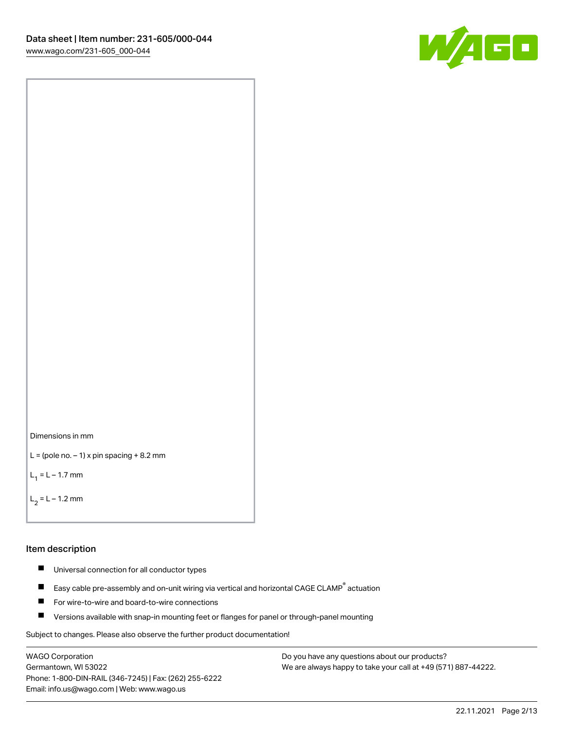Dimensions in mm

L = (pole no. – 1) x pin spacing + 8.2 mm

$L_1$ = L – 1.7 mm

$L_2$ = L – 1.2 mm

## Item description

- Universal connection for all conductor types
- Easy cable pre-assembly and on-unit wiring via vertical and horizontal CAGE CLAMP® actuation
- For wire-to-wire and board-to-wire connections
- Versions available with snap-in mounting feet or flanges for panel or through-panel mounting

Subject to changes. Please also observe the further product documentation!

WAGO Corporation
Germantown, WI 53022
Phone: 1-800-DIN-RAIL (346-7245) | Fax: (262) 255-6222
Email: info.us@wago.com | Web: www.wago.us

Do you have any questions about our products?
We are always happy to take your call at +49 (571) 887-44222.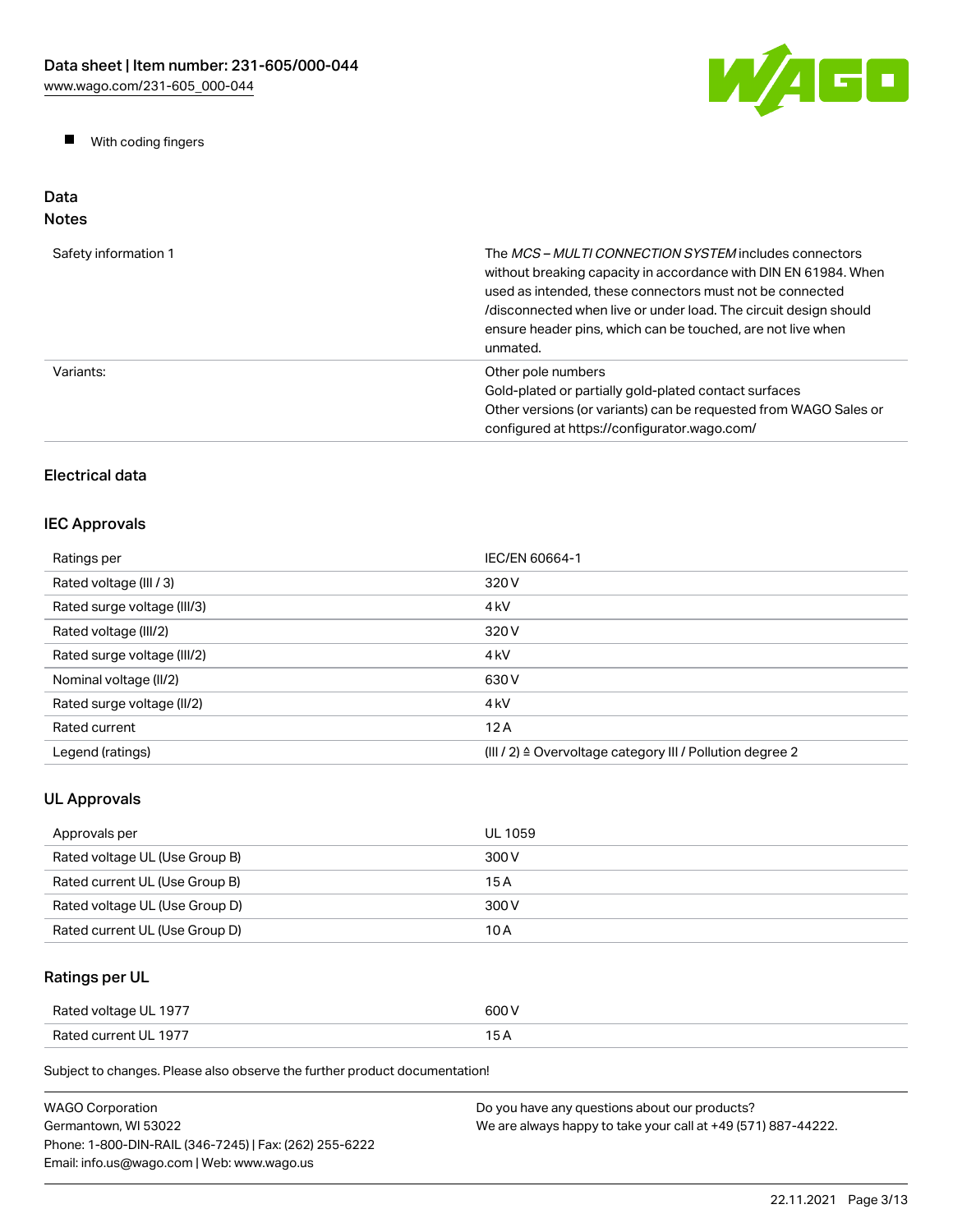- With coding fingers

## Data

### Notes

| | |
|---|---|
| Safety information 1 | The *MCS – MULTI CONNECTION SYSTEM* includes connectors without breaking capacity in accordance with DIN EN 61984. When used as intended, these connectors must not be connected /disconnected when live or under load. The circuit design should ensure header pins, which can be touched, are not live when unmated. |
| Variants: | Other pole numbers<br>Gold-plated or partially gold-plated contact surfaces<br>Other versions (or variants) can be requested from WAGO Sales or configured at https://configurator.wago.com/ |

### Electrical data

### IEC Approvals

| | |
|---|---|
| Ratings per | IEC/EN 60664-1 |
| Rated voltage (III / 3) | 320 V |
| Rated surge voltage (III/3) | 4 kV |
| Rated voltage (III/2) | 320 V |
| Rated surge voltage (III/2) | 4 kV |
| Nominal voltage (II/2) | 630 V |
| Rated surge voltage (II/2) | 4 kV |
| Rated current | 12 A |
| Legend (ratings) | (III / 2) ≙ Overvoltage category III / Pollution degree 2 |

### UL Approvals

| | |
|---|---|
| Approvals per | UL 1059 |
| Rated voltage UL (Use Group B) | 300 V |
| Rated current UL (Use Group B) | 15 A |
| Rated voltage UL (Use Group D) | 300 V |
| Rated current UL (Use Group D) | 10 A |

### Ratings per UL

| | |
|---|---|
| Rated voltage UL 1977 | 600 V |
| Rated current UL 1977 | 15 A |

Subject to changes. Please also observe the further product documentation!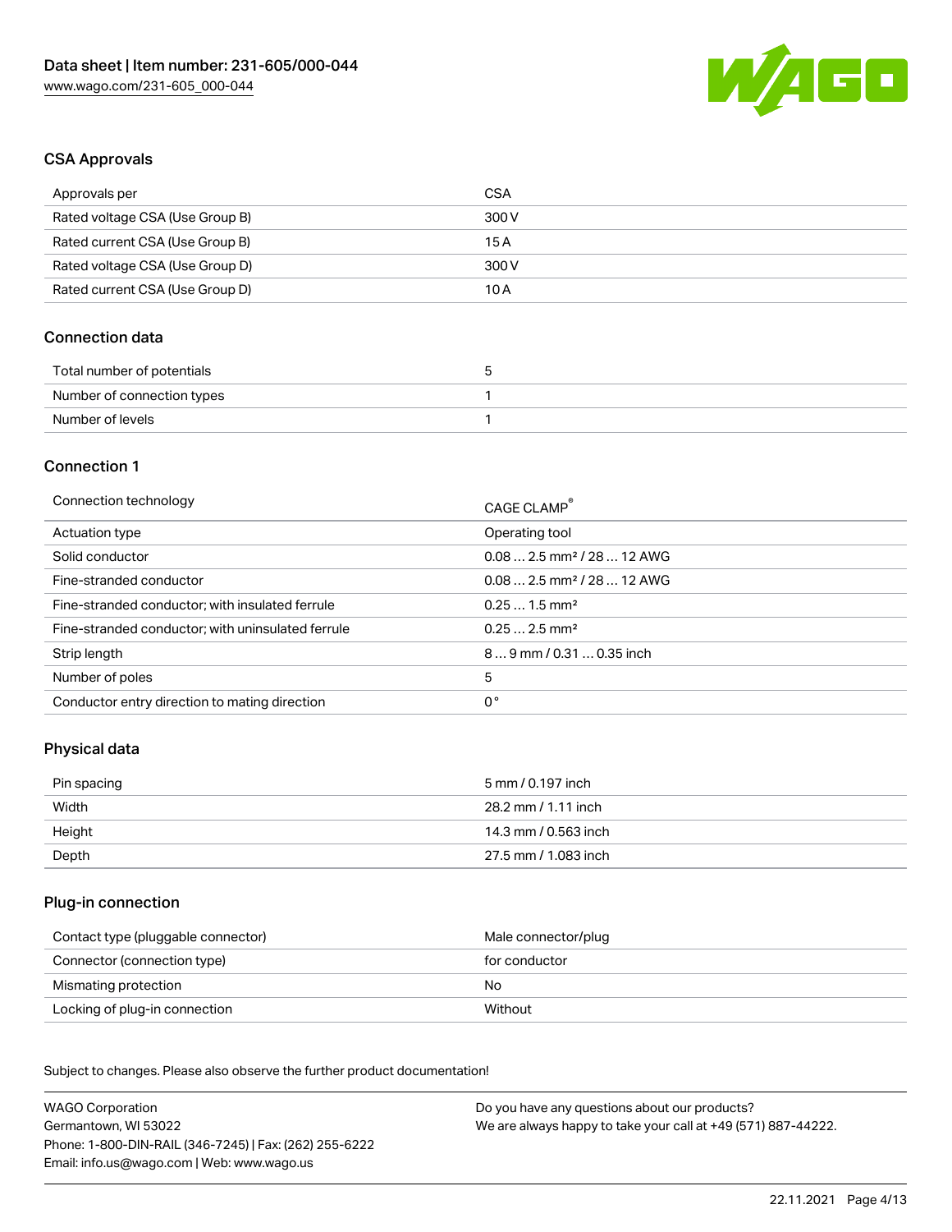## CSA Approvals

| Approvals per | CSA |
| --- | --- |
| Rated voltage CSA (Use Group B) | 300 V |
| Rated current CSA (Use Group B) | 15 A |
| Rated voltage CSA (Use Group D) | 300 V |
| Rated current CSA (Use Group D) | 10 A |

## Connection data

| Total number of potentials | 5 |
| --- | --- |
| Number of connection types | 1 |
| Number of levels | 1 |

## Connection 1

| Connection technology | CAGE CLAMP® |
| --- | --- |
| Actuation type | Operating tool |
| Solid conductor | 0.08 … 2.5 mm² / 28 … 12 AWG |
| Fine-stranded conductor | 0.08 … 2.5 mm² / 28 … 12 AWG |
| Fine-stranded conductor; with insulated ferrule | 0.25 … 1.5 mm² |
| Fine-stranded conductor; with uninsulated ferrule | 0.25 … 2.5 mm² |
| Strip length | 8 … 9 mm / 0.31 … 0.35 inch |
| Number of poles | 5 |
| Conductor entry direction to mating direction | 0 ° |

## Physical data

| Pin spacing | 5 mm / 0.197 inch |
| --- | --- |
| Width | 28.2 mm / 1.11 inch |
| Height | 14.3 mm / 0.563 inch |
| Depth | 27.5 mm / 1.083 inch |

## Plug-in connection

| Contact type (pluggable connector) | Male connector/plug |
| --- | --- |
| Connector (connection type) | for conductor |
| Mismating protection | No |
| Locking of plug-in connection | Without |

Subject to changes. Please also observe the further product documentation!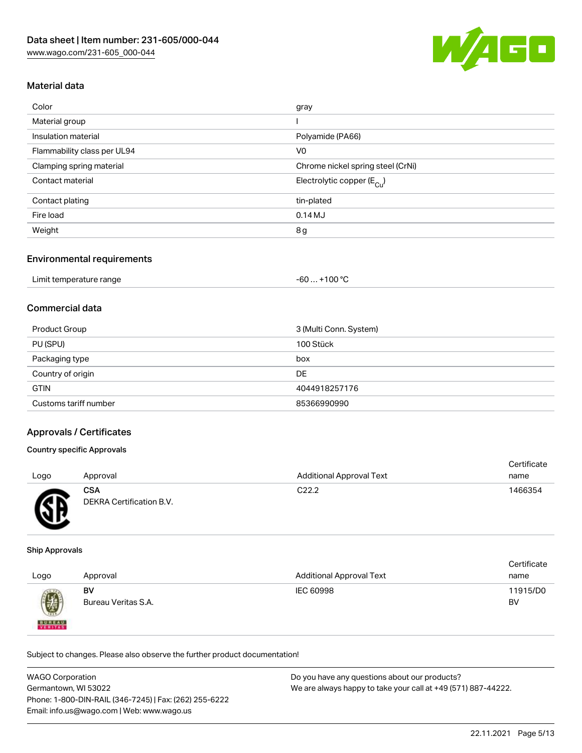## Material data

| Color | gray |
| --- | --- |
| Material group | I |
| Insulation material | Polyamide (PA66) |
| Flammability class per UL94 | V0 |
| Clamping spring material | Chrome nickel spring steel (CrNi) |
| Contact material | Electrolytic copper ($E_{Cu}$) |
| Contact plating | tin-plated |
| Fire load | 0.14 MJ |
| Weight | 8 g |

## Environmental requirements

| Limit temperature range | -60 … +100 °C |
| --- | --- |

## Commercial data

| Product Group | 3 (Multi Conn. System) |
| --- | --- |
| PU (SPU) | 100 Stück |
| Packaging type | box |
| Country of origin | DE |
| GTIN | 4044918257176 |
| Customs tariff number | 85366990990 |

## Approvals / Certificates

### Country specific Approvals

| Logo | Approval | Additional Approval Text | Certificate name |
| --- | --- | --- | --- |
| | **CSA** DEKRA Certification B.V. | C22.2 | 1466354 |

### Ship Approvals

| Logo | Approval | Additional Approval Text | Certificate name |
| --- | --- | --- | --- |
| | **BV** Bureau Veritas S.A. | IEC 60998 | 11915/D0 BV |

Subject to changes. Please also observe the further product documentation!

WAGO Corporation
Germantown, WI 53022
Phone: 1-800-DIN-RAIL (346-7245) | Fax: (262) 255-6222
Email: info.us@wago.com | Web: www.wago.us

Do you have any questions about our products?
We are always happy to take your call at +49 (571) 887-44222.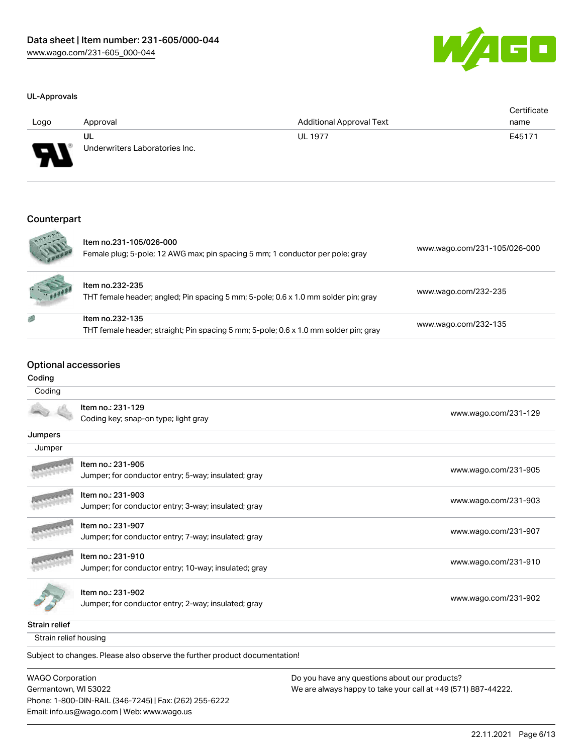### UL-Approvals

| Logo | Approval | Additional Approval Text | Certificate name |
|---|---|---|---|
| | UL<br>Underwriters Laboratories Inc. | UL 1977 | E45171 |

## Counterpart

| | | |
|---|---|---|
| | Item no.231-105/026-000<br>Female plug; 5-pole; 12 AWG max; pin spacing 5 mm; 1 conductor per pole; gray | www.wago.com/231-105/026-000 |
| | Item no.232-235<br>THT female header; angled; Pin spacing 5 mm; 5-pole; 0.6 x 1.0 mm solder pin; gray | www.wago.com/232-235 |
| | Item no.232-135<br>THT female header; straight; Pin spacing 5 mm; 5-pole; 0.6 x 1.0 mm solder pin; gray | www.wago.com/232-135 |

## Optional accessories

### Coding

| Coding | | |
|---|---|---|
| | Item no.: 231-129<br>Coding key; snap-on type; light gray | www.wago.com/231-129 |

### Jumpers

| Jumper | | |
|---|---|---|
| | Item no.: 231-905<br>Jumper; for conductor entry; 5-way; insulated; gray | www.wago.com/231-905 |
| | Item no.: 231-903<br>Jumper; for conductor entry; 3-way; insulated; gray | www.wago.com/231-903 |
| | Item no.: 231-907<br>Jumper; for conductor entry; 7-way; insulated; gray | www.wago.com/231-907 |
| | Item no.: 231-910<br>Jumper; for conductor entry; 10-way; insulated; gray | www.wago.com/231-910 |
| | Item no.: 231-902<br>Jumper; for conductor entry; 2-way; insulated; gray | www.wago.com/231-902 |

### Strain relief

Strain relief housing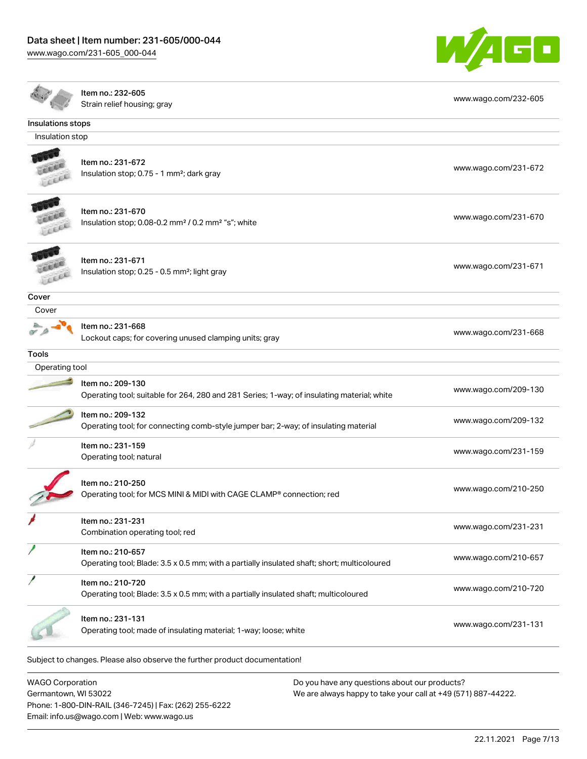| | | |
|---|---|---|
| | Item no.: 232-605<br>Strain relief housing; gray | www.wago.com/232-605 |

**Insulations stops**

Insulation stop

| | | |
|---|---|---|
| | Item no.: 231-672<br>Insulation stop; 0.75 - 1 mm²; dark gray | www.wago.com/231-672 |
| | Item no.: 231-670<br>Insulation stop; 0.08-0.2 mm² / 0.2 mm² "s"; white | www.wago.com/231-670 |
| | Item no.: 231-671<br>Insulation stop; 0.25 - 0.5 mm²; light gray | www.wago.com/231-671 |

**Cover**

Cover

| | | |
|---|---|---|
| | Item no.: 231-668<br>Lockout caps; for covering unused clamping units; gray | www.wago.com/231-668 |

**Tools**

Operating tool

| | | |
|---|---|---|
| | Item no.: 209-130<br>Operating tool; suitable for 264, 280 and 281 Series; 1-way; of insulating material; white | www.wago.com/209-130 |
| | Item no.: 209-132<br>Operating tool; for connecting comb-style jumper bar; 2-way; of insulating material | www.wago.com/209-132 |
| | Item no.: 231-159<br>Operating tool; natural | www.wago.com/231-159 |
| | Item no.: 210-250<br>Operating tool; for MCS MINI & MIDI with CAGE CLAMP® connection; red | www.wago.com/210-250 |
| | Item no.: 231-231<br>Combination operating tool; red | www.wago.com/231-231 |
| | Item no.: 210-657<br>Operating tool; Blade: 3.5 x 0.5 mm; with a partially insulated shaft; short; multicoloured | www.wago.com/210-657 |
| | Item no.: 210-720<br>Operating tool; Blade: 3.5 x 0.5 mm; with a partially insulated shaft; multicoloured | www.wago.com/210-720 |
| | Item no.: 231-131<br>Operating tool; made of insulating material; 1-way; loose; white | www.wago.com/231-131 |

Subject to changes. Please also observe the further product documentation!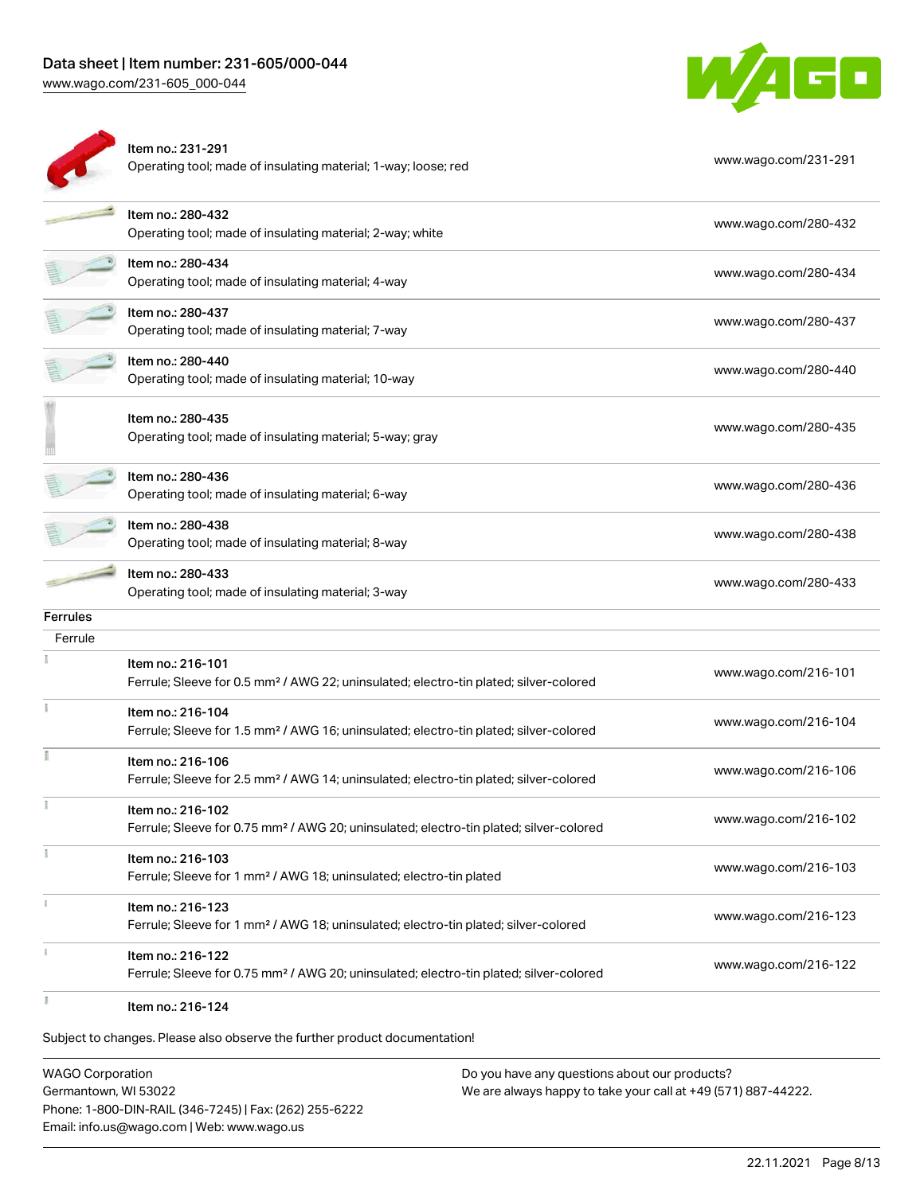| | | |
|---|---|---|
| | Item no.: 231-291<br>Operating tool; made of insulating material; 1-way; loose; red | www.wago.com/231-291 |
| | Item no.: 280-432<br>Operating tool; made of insulating material; 2-way; white | www.wago.com/280-432 |
| | Item no.: 280-434<br>Operating tool; made of insulating material; 4-way | www.wago.com/280-434 |
| | Item no.: 280-437<br>Operating tool; made of insulating material; 7-way | www.wago.com/280-437 |
| | Item no.: 280-440<br>Operating tool; made of insulating material; 10-way | www.wago.com/280-440 |
| | Item no.: 280-435<br>Operating tool; made of insulating material; 5-way; gray | www.wago.com/280-435 |
| | Item no.: 280-436<br>Operating tool; made of insulating material; 6-way | www.wago.com/280-436 |
| | Item no.: 280-438<br>Operating tool; made of insulating material; 8-way | www.wago.com/280-438 |
| | Item no.: 280-433<br>Operating tool; made of insulating material; 3-way | www.wago.com/280-433 |

**Ferrules**

Ferrule

| | | |
|---|---|---|
| | Item no.: 216-101<br>Ferrule; Sleeve for 0.5 mm² / AWG 22; uninsulated; electro-tin plated; silver-colored | www.wago.com/216-101 |
| | Item no.: 216-104<br>Ferrule; Sleeve for 1.5 mm² / AWG 16; uninsulated; electro-tin plated; silver-colored | www.wago.com/216-104 |
| | Item no.: 216-106<br>Ferrule; Sleeve for 2.5 mm² / AWG 14; uninsulated; electro-tin plated; silver-colored | www.wago.com/216-106 |
| | Item no.: 216-102<br>Ferrule; Sleeve for 0.75 mm² / AWG 20; uninsulated; electro-tin plated; silver-colored | www.wago.com/216-102 |
| | Item no.: 216-103<br>Ferrule; Sleeve for 1 mm² / AWG 18; uninsulated; electro-tin plated | www.wago.com/216-103 |
| | Item no.: 216-123<br>Ferrule; Sleeve for 1 mm² / AWG 18; uninsulated; electro-tin plated; silver-colored | www.wago.com/216-123 |
| | Item no.: 216-122<br>Ferrule; Sleeve for 0.75 mm² / AWG 20; uninsulated; electro-tin plated; silver-colored | www.wago.com/216-122 |
| | Item no.: 216-124 | |

Subject to changes. Please also observe the further product documentation!

WAGO Corporation
Germantown, WI 53022
Phone: 1-800-DIN-RAIL (346-7245) | Fax: (262) 255-6222
Email: info.us@wago.com | Web: www.wago.us

Do you have any questions about our products?
We are always happy to take your call at +49 (571) 887-44222.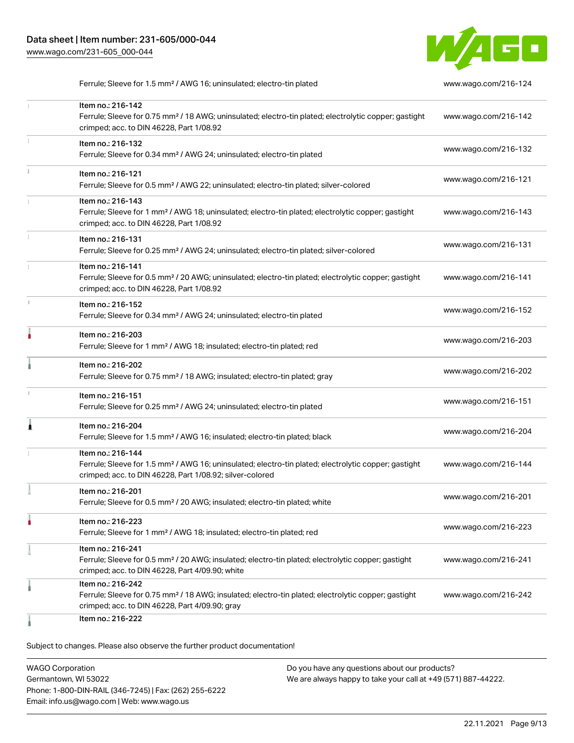| Item | Link |
| --- | --- |
| Ferrule; Sleeve for 1.5 mm² / AWG 16; uninsulated; electro-tin plated | www.wago.com/216-124 |
| Item no.: 216-142<br>Ferrule; Sleeve for 0.75 mm² / 18 AWG; uninsulated; electro-tin plated; electrolytic copper; gastight crimped; acc. to DIN 46228, Part 1/08.92 | www.wago.com/216-142 |
| Item no.: 216-132<br>Ferrule; Sleeve for 0.34 mm² / AWG 24; uninsulated; electro-tin plated | www.wago.com/216-132 |
| Item no.: 216-121<br>Ferrule; Sleeve for 0.5 mm² / AWG 22; uninsulated; electro-tin plated; silver-colored | www.wago.com/216-121 |
| Item no.: 216-143<br>Ferrule; Sleeve for 1 mm² / AWG 18; uninsulated; electro-tin plated; electrolytic copper; gastight crimped; acc. to DIN 46228, Part 1/08.92 | www.wago.com/216-143 |
| Item no.: 216-131<br>Ferrule; Sleeve for 0.25 mm² / AWG 24; uninsulated; electro-tin plated; silver-colored | www.wago.com/216-131 |
| Item no.: 216-141<br>Ferrule; Sleeve for 0.5 mm² / 20 AWG; uninsulated; electro-tin plated; electrolytic copper; gastight crimped; acc. to DIN 46228, Part 1/08.92 | www.wago.com/216-141 |
| Item no.: 216-152<br>Ferrule; Sleeve for 0.34 mm² / AWG 24; uninsulated; electro-tin plated | www.wago.com/216-152 |
| Item no.: 216-203<br>Ferrule; Sleeve for 1 mm² / AWG 18; insulated; electro-tin plated; red | www.wago.com/216-203 |
| Item no.: 216-202<br>Ferrule; Sleeve for 0.75 mm² / 18 AWG; insulated; electro-tin plated; gray | www.wago.com/216-202 |
| Item no.: 216-151<br>Ferrule; Sleeve for 0.25 mm² / AWG 24; uninsulated; electro-tin plated | www.wago.com/216-151 |
| Item no.: 216-204<br>Ferrule; Sleeve for 1.5 mm² / AWG 16; insulated; electro-tin plated; black | www.wago.com/216-204 |
| Item no.: 216-144<br>Ferrule; Sleeve for 1.5 mm² / AWG 16; uninsulated; electro-tin plated; electrolytic copper; gastight crimped; acc. to DIN 46228, Part 1/08.92; silver-colored | www.wago.com/216-144 |
| Item no.: 216-201<br>Ferrule; Sleeve for 0.5 mm² / 20 AWG; insulated; electro-tin plated; white | www.wago.com/216-201 |
| Item no.: 216-223<br>Ferrule; Sleeve for 1 mm² / AWG 18; insulated; electro-tin plated; red | www.wago.com/216-223 |
| Item no.: 216-241<br>Ferrule; Sleeve for 0.5 mm² / 20 AWG; insulated; electro-tin plated; electrolytic copper; gastight crimped; acc. to DIN 46228, Part 4/09.90; white | www.wago.com/216-241 |
| Item no.: 216-242<br>Ferrule; Sleeve for 0.75 mm² / 18 AWG; insulated; electro-tin plated; electrolytic copper; gastight crimped; acc. to DIN 46228, Part 4/09.90; gray | www.wago.com/216-242 |
| Item no.: 216-222 | |

Subject to changes. Please also observe the further product documentation!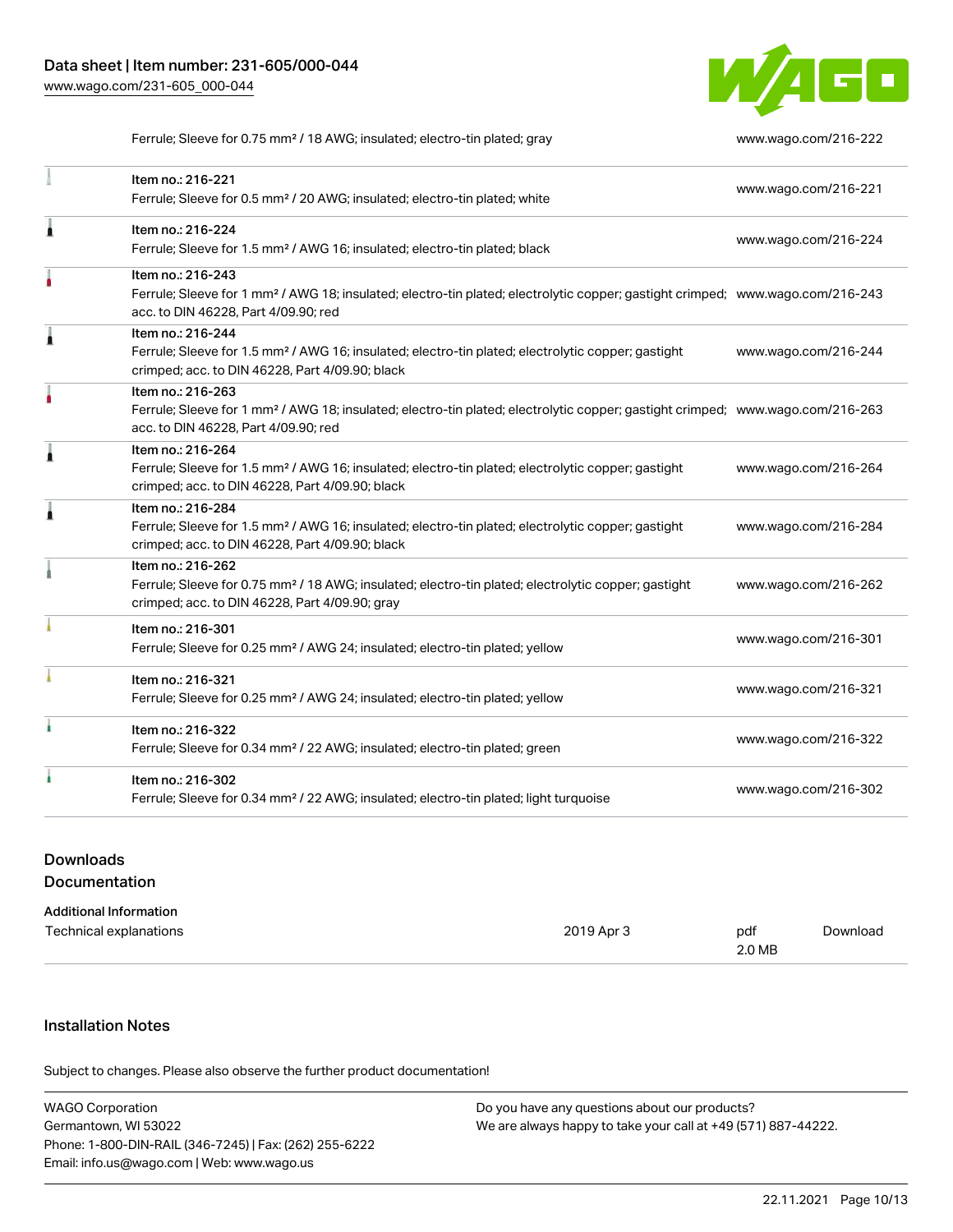| | | |
|---|---|---|
| | Ferrule; Sleeve for 0.75 mm² / 18 AWG; insulated; electro-tin plated; gray | www.wago.com/216-222 |
| | Item no.: 216-221<br>Ferrule; Sleeve for 0.5 mm² / 20 AWG; insulated; electro-tin plated; white | www.wago.com/216-221 |
| | Item no.: 216-224<br>Ferrule; Sleeve for 1.5 mm² / AWG 16; insulated; electro-tin plated; black | www.wago.com/216-224 |
| | Item no.: 216-243<br>Ferrule; Sleeve for 1 mm² / AWG 18; insulated; electro-tin plated; electrolytic copper; gastight crimped; acc. to DIN 46228, Part 4/09.90; red | www.wago.com/216-243 |
| | Item no.: 216-244<br>Ferrule; Sleeve for 1.5 mm² / AWG 16; insulated; electro-tin plated; electrolytic copper; gastight crimped; acc. to DIN 46228, Part 4/09.90; black | www.wago.com/216-244 |
| | Item no.: 216-263<br>Ferrule; Sleeve for 1 mm² / AWG 18; insulated; electro-tin plated; electrolytic copper; gastight crimped; acc. to DIN 46228, Part 4/09.90; red | www.wago.com/216-263 |
| | Item no.: 216-264<br>Ferrule; Sleeve for 1.5 mm² / AWG 16; insulated; electro-tin plated; electrolytic copper; gastight crimped; acc. to DIN 46228, Part 4/09.90; black | www.wago.com/216-264 |
| | Item no.: 216-284<br>Ferrule; Sleeve for 1.5 mm² / AWG 16; insulated; electro-tin plated; electrolytic copper; gastight crimped; acc. to DIN 46228, Part 4/09.90; black | www.wago.com/216-284 |
| | Item no.: 216-262<br>Ferrule; Sleeve for 0.75 mm² / 18 AWG; insulated; electro-tin plated; electrolytic copper; gastight crimped; acc. to DIN 46228, Part 4/09.90; gray | www.wago.com/216-262 |
| | Item no.: 216-301<br>Ferrule; Sleeve for 0.25 mm² / AWG 24; insulated; electro-tin plated; yellow | www.wago.com/216-301 |
| | Item no.: 216-321<br>Ferrule; Sleeve for 0.25 mm² / AWG 24; insulated; electro-tin plated; yellow | www.wago.com/216-321 |
| | Item no.: 216-322<br>Ferrule; Sleeve for 0.34 mm² / 22 AWG; insulated; electro-tin plated; green | www.wago.com/216-322 |
| | Item no.: 216-302<br>Ferrule; Sleeve for 0.34 mm² / 22 AWG; insulated; electro-tin plated; light turquoise | www.wago.com/216-302 |

## Downloads

### Documentation

**Additional Information**

| | | | |
|---|---|---|---|
| Technical explanations | 2019 Apr 3 | pdf<br>2.0 MB | Download |

## Installation Notes

Subject to changes. Please also observe the further product documentation!

WAGO Corporation
Germantown, WI 53022
Phone: 1-800-DIN-RAIL (346-7245) | Fax: (262) 255-6222
Email: info.us@wago.com | Web: www.wago.us

Do you have any questions about our products?
We are always happy to take your call at +49 (571) 887-44222.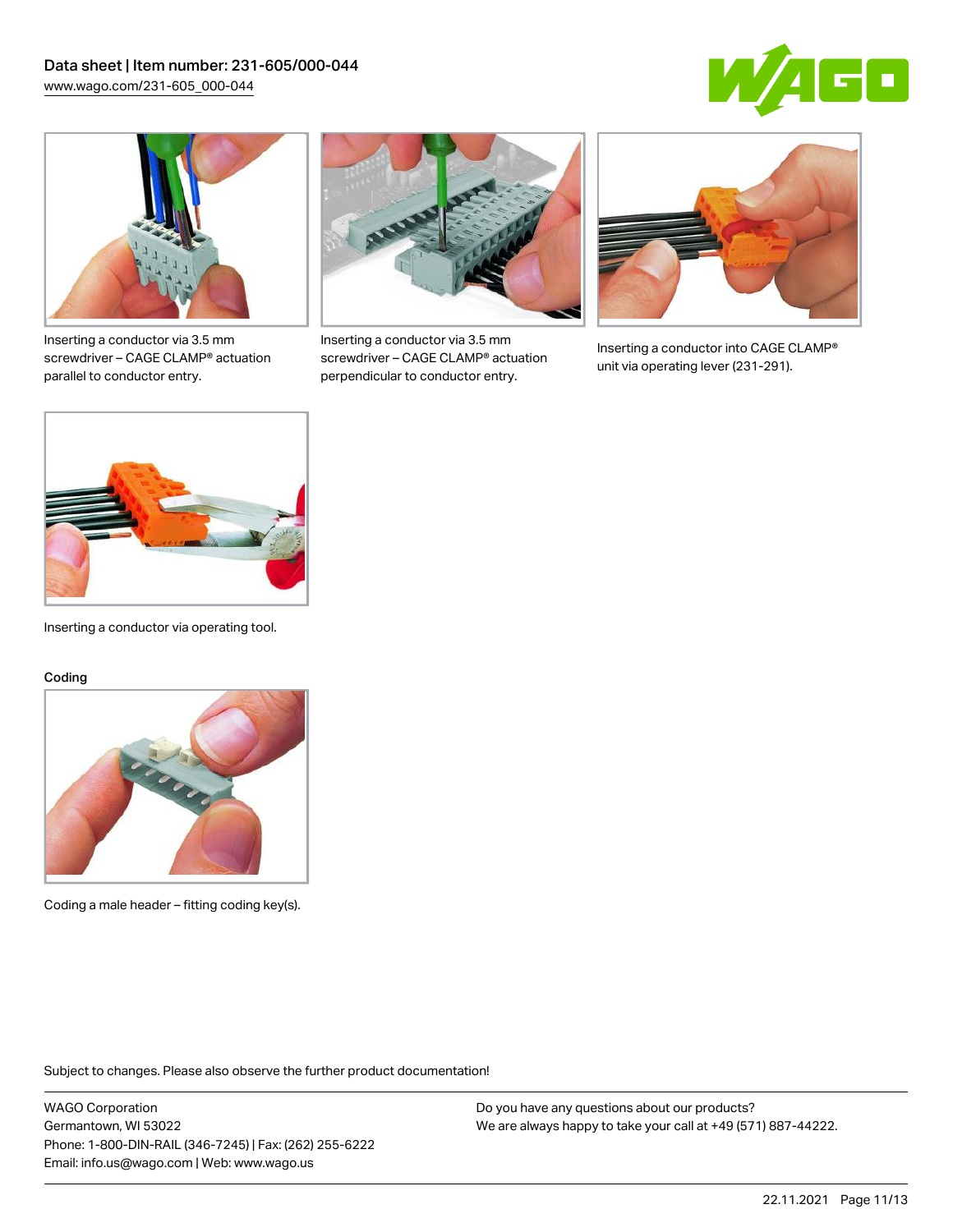Inserting a conductor via 3.5 mm screwdriver – CAGE CLAMP® actuation parallel to conductor entry.

Inserting a conductor via 3.5 mm screwdriver – CAGE CLAMP® actuation perpendicular to conductor entry.

Inserting a conductor into CAGE CLAMP® unit via operating lever (231-291).

Inserting a conductor via operating tool.

Coding

Coding a male header – fitting coding key(s).

Subject to changes. Please also observe the further product documentation!

WAGO Corporation
Germantown, WI 53022
Phone: 1-800-DIN-RAIL (346-7245) | Fax: (262) 255-6222
Email: info.us@wago.com | Web: www.wago.us

Do you have any questions about our products?
We are always happy to take your call at +49 (571) 887-44222.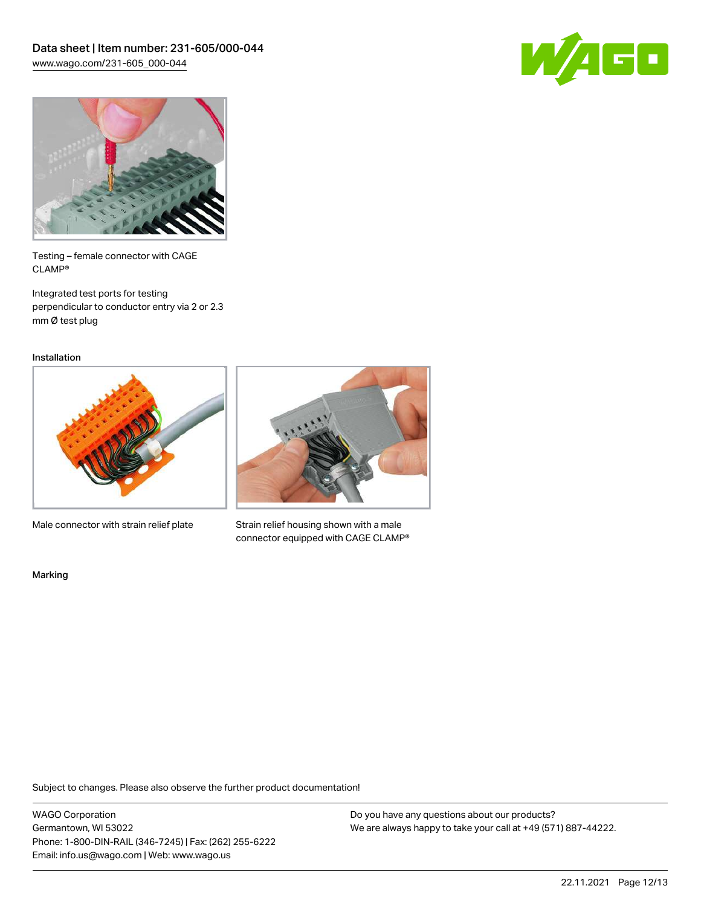Testing – female connector with CAGE CLAMP®

Integrated test ports for testing perpendicular to conductor entry via 2 or 2.3 mm Ø test plug

## Installation

Male connector with strain relief plate

Strain relief housing shown with a male connector equipped with CAGE CLAMP®

## Marking

Subject to changes. Please also observe the further product documentation!

WAGO Corporation
Germantown, WI 53022
Phone: 1-800-DIN-RAIL (346-7245) | Fax: (262) 255-6222
Email: info.us@wago.com | Web: www.wago.us

Do you have any questions about our products?
We are always happy to take your call at +49 (571) 887-44222.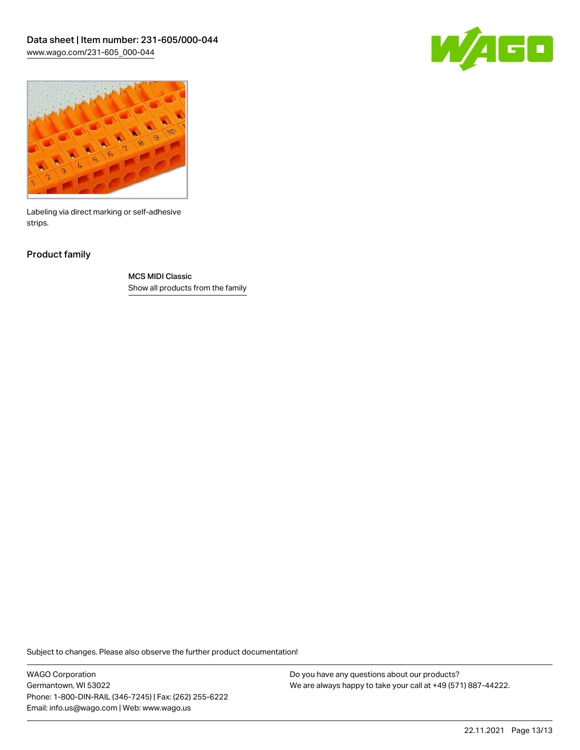Labeling via direct marking or self-adhesive strips.

## Product family

**MCS MIDI Classic**
Show all products from the family

Subject to changes. Please also observe the further product documentation!

WAGO Corporation
Germantown, WI 53022
Phone: 1-800-DIN-RAIL (346-7245) | Fax: (262) 255-6222
Email: info.us@wago.com | Web: www.wago.us

Do you have any questions about our products?
We are always happy to take your call at +49 (571) 887-44222.